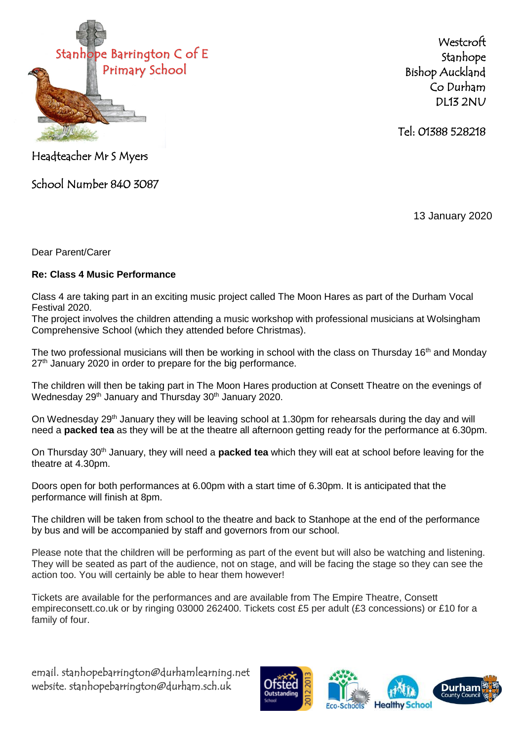Stanhope Barrington C of E Primary School

Westcroft
Stanhope
Bishop Auckland
Co Durham
DL13 2NU

Tel: 01388 528218

Headteacher Mr S Myers

School Number 840 3087

13 January 2020

Dear Parent/Carer

**Re: Class 4 Music Performance**

Class 4 are taking part in an exciting music project called The Moon Hares as part of the Durham Vocal Festival 2020.
The project involves the children attending a music workshop with professional musicians at Wolsingham Comprehensive School (which they attended before Christmas).

The two professional musicians will then be working in school with the class on Thursday 16th and Monday 27th January 2020 in order to prepare for the big performance.

The children will then be taking part in The Moon Hares production at Consett Theatre on the evenings of Wednesday 29th January and Thursday 30th January 2020.

On Wednesday 29th January they will be leaving school at 1.30pm for rehearsals during the day and will need a **packed tea** as they will be at the theatre all afternoon getting ready for the performance at 6.30pm.

On Thursday 30th January, they will need a **packed tea** which they will eat at school before leaving for the theatre at 4.30pm.

Doors open for both performances at 6.00pm with a start time of 6.30pm. It is anticipated that the performance will finish at 8pm.

The children will be taken from school to the theatre and back to Stanhope at the end of the performance by bus and will be accompanied by staff and governors from our school.

Please note that the children will be performing as part of the event but will also be watching and listening. They will be seated as part of the audience, not on stage, and will be facing the stage so they can see the action too. You will certainly be able to hear them however!

Tickets are available for the performances and are available from The Empire Theatre, Consett empireconsett.co.uk or by ringing 03000 262400. Tickets cost £5 per adult (£3 concessions) or £10 for a family of four.

email. stanhopebarrington@durhamlearning.net
website. stanhopebarrington@durham.sch.uk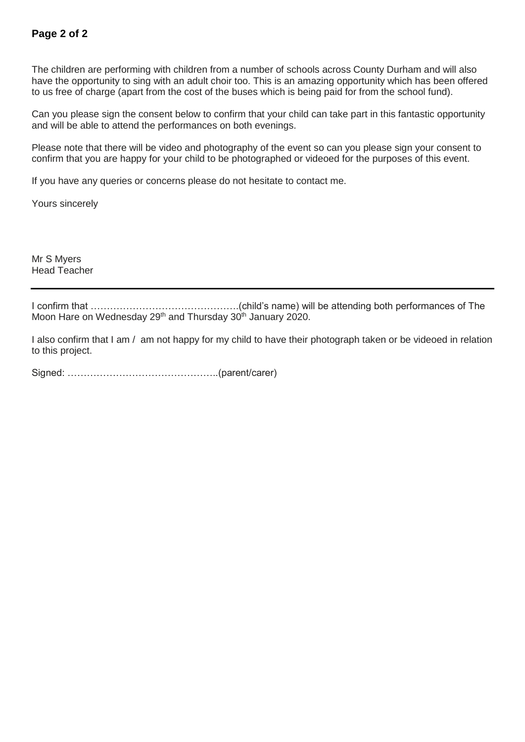The children are performing with children from a number of schools across County Durham and will also have the opportunity to sing with an adult choir too. This is an amazing opportunity which has been offered to us free of charge (apart from the cost of the buses which is being paid for from the school fund).

Can you please sign the consent below to confirm that your child can take part in this fantastic opportunity and will be able to attend the performances on both evenings.

Please note that there will be video and photography of the event so can you please sign your consent to confirm that you are happy for your child to be photographed or videoed for the purposes of this event.

If you have any queries or concerns please do not hesitate to contact me.

Yours sincerely

Mr S Myers
Head Teacher

---

I confirm that ……………………………………….(child's name) will be attending both performances of The Moon Hare on Wednesday 29th and Thursday 30th January 2020.

I also confirm that I am / am not happy for my child to have their photograph taken or be videoed in relation to this project.

Signed: ………………………………………..(parent/carer)